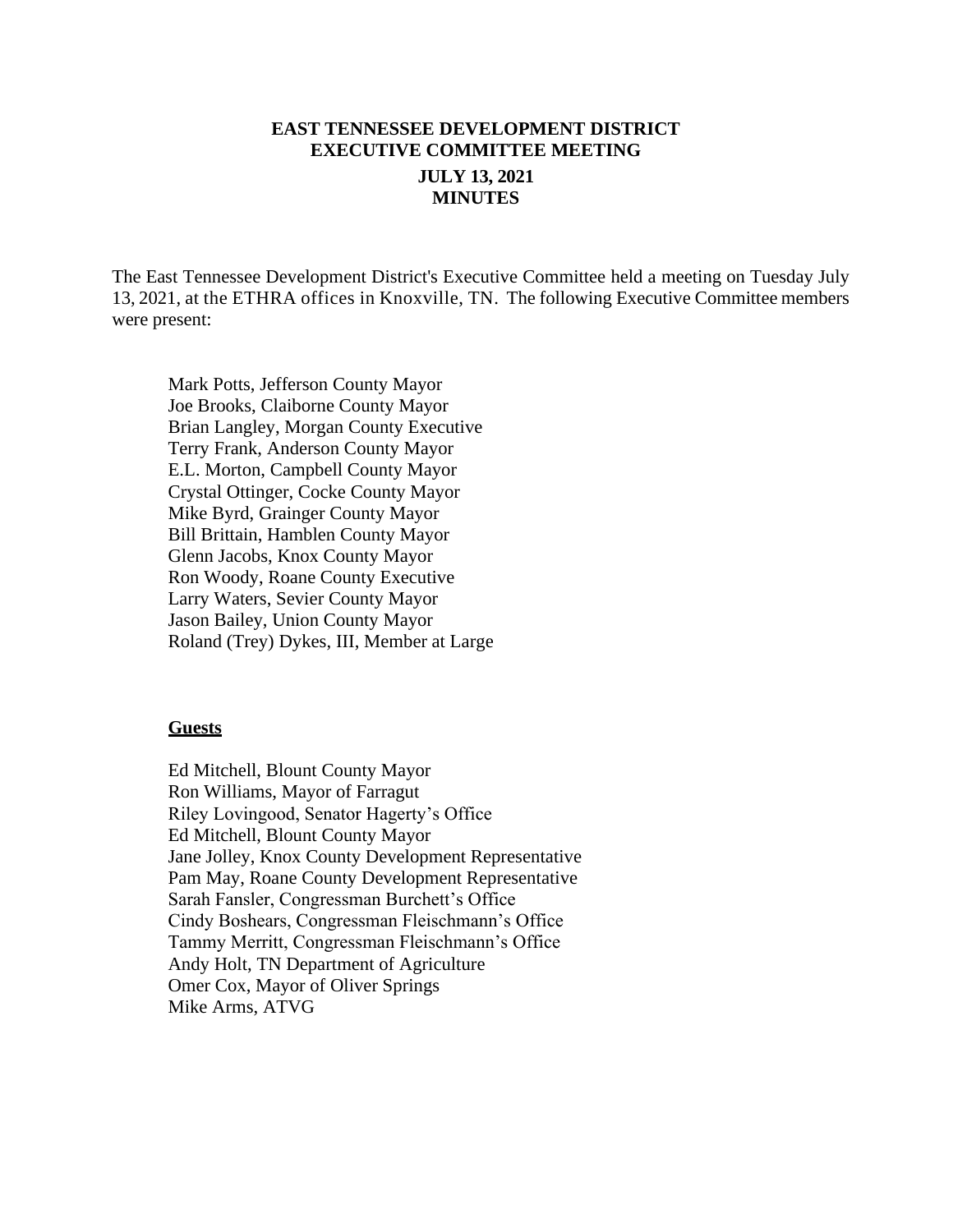# EAST TENNESSEE DEVELOPMENT DISTRICT
## EXECUTIVE COMMITTEE MEETING
### JULY 13, 2021
### MINUTES

The East Tennessee Development District's Executive Committee held a meeting on Tuesday July 13, 2021, at the ETHRA offices in Knoxville, TN. The following Executive Committee members were present:

Mark Potts, Jefferson County Mayor
Joe Brooks, Claiborne County Mayor
Brian Langley, Morgan County Executive
Terry Frank, Anderson County Mayor
E.L. Morton, Campbell County Mayor
Crystal Ottinger, Cocke County Mayor
Mike Byrd, Grainger County Mayor
Bill Brittain, Hamblen County Mayor
Glenn Jacobs, Knox County Mayor
Ron Woody, Roane County Executive
Larry Waters, Sevier County Mayor
Jason Bailey, Union County Mayor
Roland (Trey) Dykes, III, Member at Large

**Guests**

Ed Mitchell, Blount County Mayor
Ron Williams, Mayor of Farragut
Riley Lovingood, Senator Hagerty's Office
Ed Mitchell, Blount County Mayor
Jane Jolley, Knox County Development Representative
Pam May, Roane County Development Representative
Sarah Fansler, Congressman Burchett's Office
Cindy Boshears, Congressman Fleischmann's Office
Tammy Merritt, Congressman Fleischmann's Office
Andy Holt, TN Department of Agriculture
Omer Cox, Mayor of Oliver Springs
Mike Arms, ATVG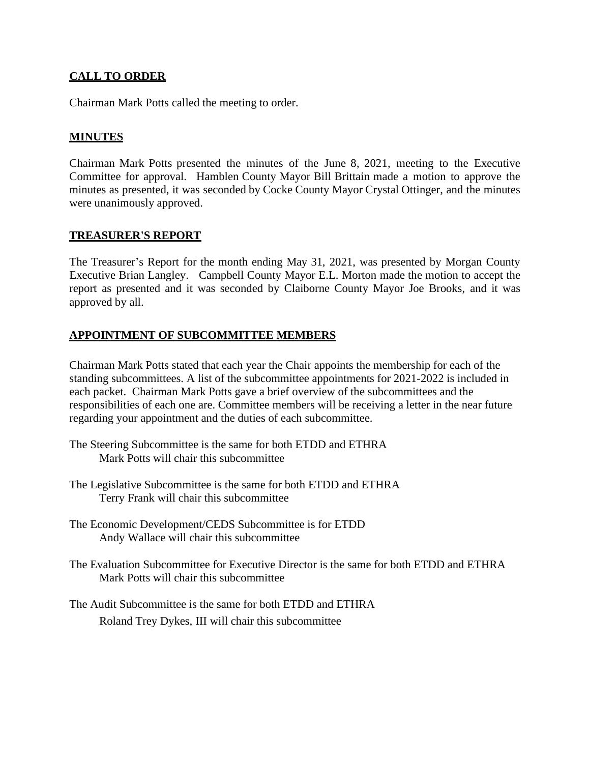## CALL TO ORDER

Chairman Mark Potts called the meeting to order.

## MINUTES

Chairman Mark Potts presented the minutes of the June 8, 2021, meeting to the Executive Committee for approval. Hamblen County Mayor Bill Brittain made a motion to approve the minutes as presented, it was seconded by Cocke County Mayor Crystal Ottinger, and the minutes were unanimously approved.

## TREASURER'S REPORT

The Treasurer's Report for the month ending May 31, 2021, was presented by Morgan County Executive Brian Langley. Campbell County Mayor E.L. Morton made the motion to accept the report as presented and it was seconded by Claiborne County Mayor Joe Brooks, and it was approved by all.

## APPOINTMENT OF SUBCOMMITTEE MEMBERS

Chairman Mark Potts stated that each year the Chair appoints the membership for each of the standing subcommittees. A list of the subcommittee appointments for 2021-2022 is included in each packet. Chairman Mark Potts gave a brief overview of the subcommittees and the responsibilities of each one are. Committee members will be receiving a letter in the near future regarding your appointment and the duties of each subcommittee.

The Steering Subcommittee is the same for both ETDD and ETHRA
    Mark Potts will chair this subcommittee

The Legislative Subcommittee is the same for both ETDD and ETHRA
    Terry Frank will chair this subcommittee

The Economic Development/CEDS Subcommittee is for ETDD
    Andy Wallace will chair this subcommittee

The Evaluation Subcommittee for Executive Director is the same for both ETDD and ETHRA
    Mark Potts will chair this subcommittee

The Audit Subcommittee is the same for both ETDD and ETHRA
    Roland Trey Dykes, III will chair this subcommittee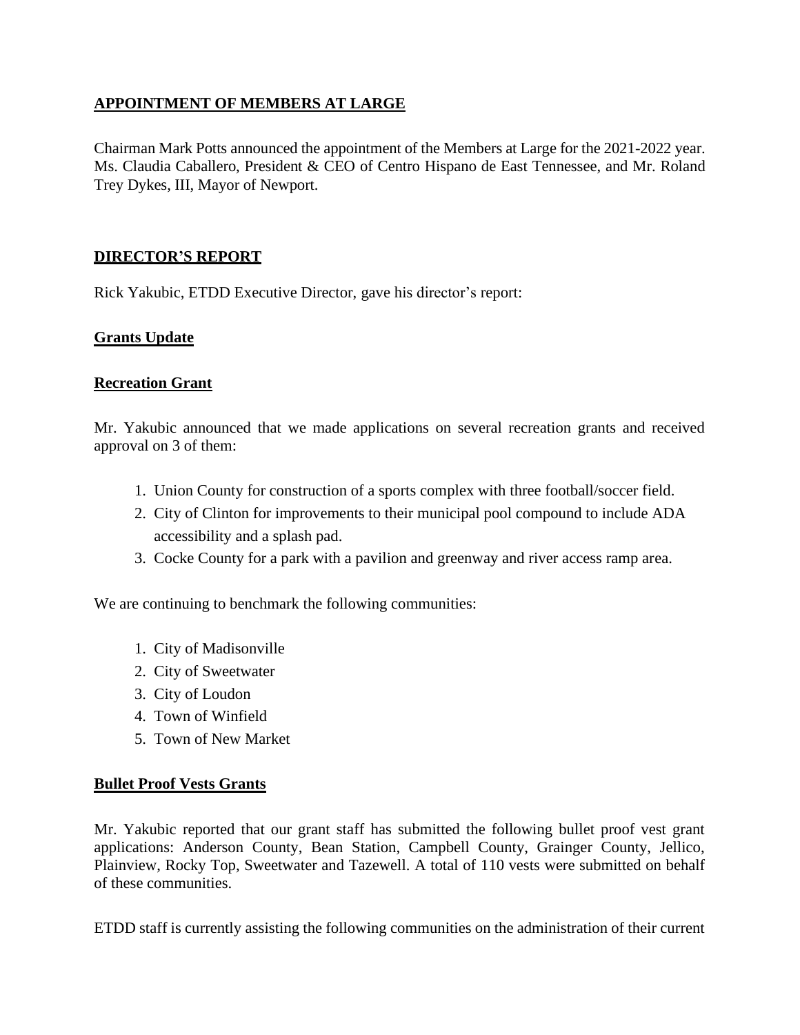## **APPOINTMENT OF MEMBERS AT LARGE**

Chairman Mark Potts announced the appointment of the Members at Large for the 2021-2022 year. Ms. Claudia Caballero, President & CEO of Centro Hispano de East Tennessee, and Mr. Roland Trey Dykes, III, Mayor of Newport.

## **DIRECTOR'S REPORT**

Rick Yakubic, ETDD Executive Director, gave his director's report:

### **Grants Update**

### **Recreation Grant**

Mr. Yakubic announced that we made applications on several recreation grants and received approval on 3 of them:

1. Union County for construction of a sports complex with three football/soccer field.
2. City of Clinton for improvements to their municipal pool compound to include ADA accessibility and a splash pad.
3. Cocke County for a park with a pavilion and greenway and river access ramp area.

We are continuing to benchmark the following communities:

1. City of Madisonville
2. City of Sweetwater
3. City of Loudon
4. Town of Winfield
5. Town of New Market

### **Bullet Proof Vests Grants**

Mr. Yakubic reported that our grant staff has submitted the following bullet proof vest grant applications: Anderson County, Bean Station, Campbell County, Grainger County, Jellico, Plainview, Rocky Top, Sweetwater and Tazewell. A total of 110 vests were submitted on behalf of these communities.

ETDD staff is currently assisting the following communities on the administration of their current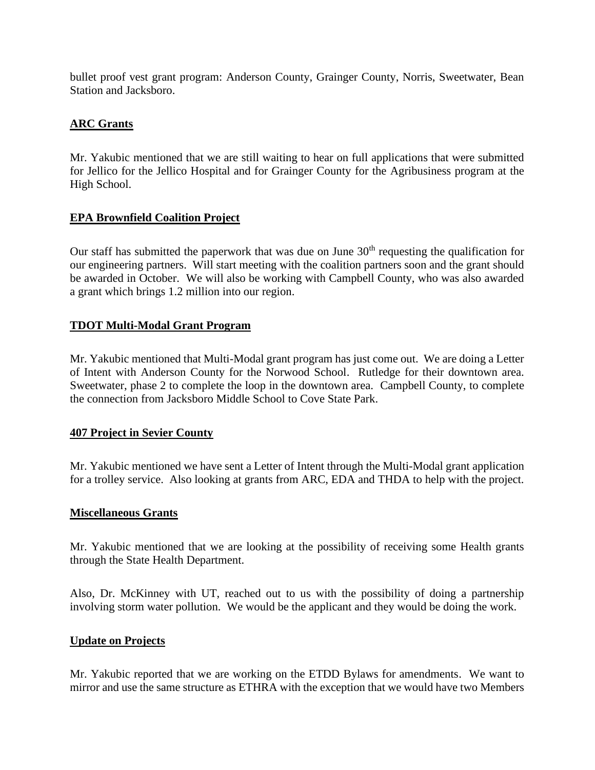bullet proof vest grant program: Anderson County, Grainger County, Norris, Sweetwater, Bean Station and Jacksboro.

**ARC Grants**

Mr. Yakubic mentioned that we are still waiting to hear on full applications that were submitted for Jellico for the Jellico Hospital and for Grainger County for the Agribusiness program at the High School.

**EPA Brownfield Coalition Project**

Our staff has submitted the paperwork that was due on June 30th requesting the qualification for our engineering partners. Will start meeting with the coalition partners soon and the grant should be awarded in October. We will also be working with Campbell County, who was also awarded a grant which brings 1.2 million into our region.

**TDOT Multi-Modal Grant Program**

Mr. Yakubic mentioned that Multi-Modal grant program has just come out. We are doing a Letter of Intent with Anderson County for the Norwood School. Rutledge for their downtown area. Sweetwater, phase 2 to complete the loop in the downtown area. Campbell County, to complete the connection from Jacksboro Middle School to Cove State Park.

**407 Project in Sevier County**

Mr. Yakubic mentioned we have sent a Letter of Intent through the Multi-Modal grant application for a trolley service. Also looking at grants from ARC, EDA and THDA to help with the project.

**Miscellaneous Grants**

Mr. Yakubic mentioned that we are looking at the possibility of receiving some Health grants through the State Health Department.

Also, Dr. McKinney with UT, reached out to us with the possibility of doing a partnership involving storm water pollution. We would be the applicant and they would be doing the work.

**Update on Projects**

Mr. Yakubic reported that we are working on the ETDD Bylaws for amendments. We want to mirror and use the same structure as ETHRA with the exception that we would have two Members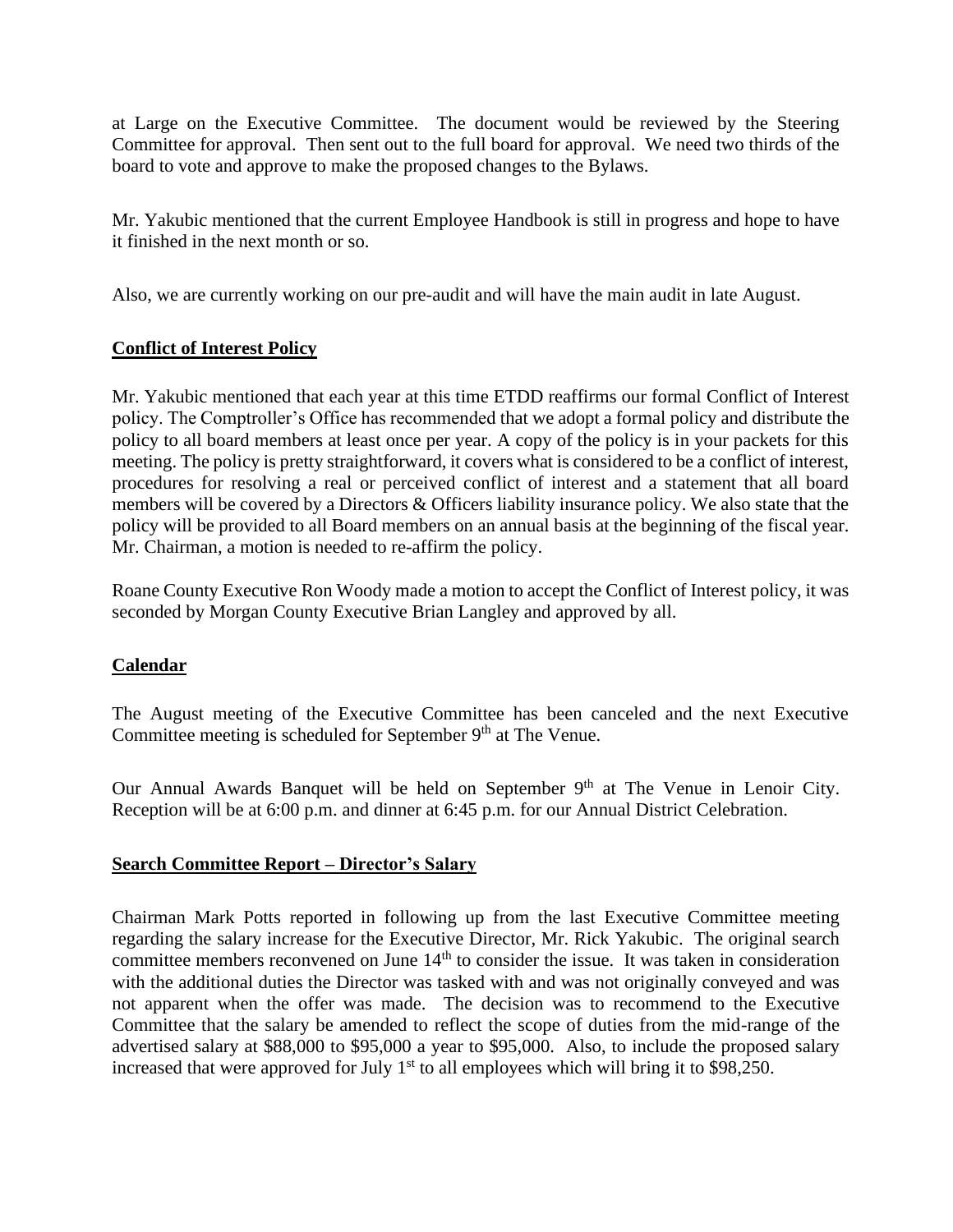at Large on the Executive Committee. The document would be reviewed by the Steering Committee for approval. Then sent out to the full board for approval. We need two thirds of the board to vote and approve to make the proposed changes to the Bylaws.

Mr. Yakubic mentioned that the current Employee Handbook is still in progress and hope to have it finished in the next month or so.

Also, we are currently working on our pre-audit and will have the main audit in late August.

**Conflict of Interest Policy**

Mr. Yakubic mentioned that each year at this time ETDD reaffirms our formal Conflict of Interest policy. The Comptroller's Office has recommended that we adopt a formal policy and distribute the policy to all board members at least once per year. A copy of the policy is in your packets for this meeting. The policy is pretty straightforward, it covers what is considered to be a conflict of interest, procedures for resolving a real or perceived conflict of interest and a statement that all board members will be covered by a Directors & Officers liability insurance policy. We also state that the policy will be provided to all Board members on an annual basis at the beginning of the fiscal year. Mr. Chairman, a motion is needed to re-affirm the policy.

Roane County Executive Ron Woody made a motion to accept the Conflict of Interest policy, it was seconded by Morgan County Executive Brian Langley and approved by all.

**Calendar**

The August meeting of the Executive Committee has been canceled and the next Executive Committee meeting is scheduled for September 9th at The Venue.

Our Annual Awards Banquet will be held on September 9th at The Venue in Lenoir City. Reception will be at 6:00 p.m. and dinner at 6:45 p.m. for our Annual District Celebration.

**Search Committee Report – Director's Salary**

Chairman Mark Potts reported in following up from the last Executive Committee meeting regarding the salary increase for the Executive Director, Mr. Rick Yakubic. The original search committee members reconvened on June 14th to consider the issue. It was taken in consideration with the additional duties the Director was tasked with and was not originally conveyed and was not apparent when the offer was made. The decision was to recommend to the Executive Committee that the salary be amended to reflect the scope of duties from the mid-range of the advertised salary at $88,000 to $95,000 a year to $95,000. Also, to include the proposed salary increased that were approved for July 1st to all employees which will bring it to $98,250.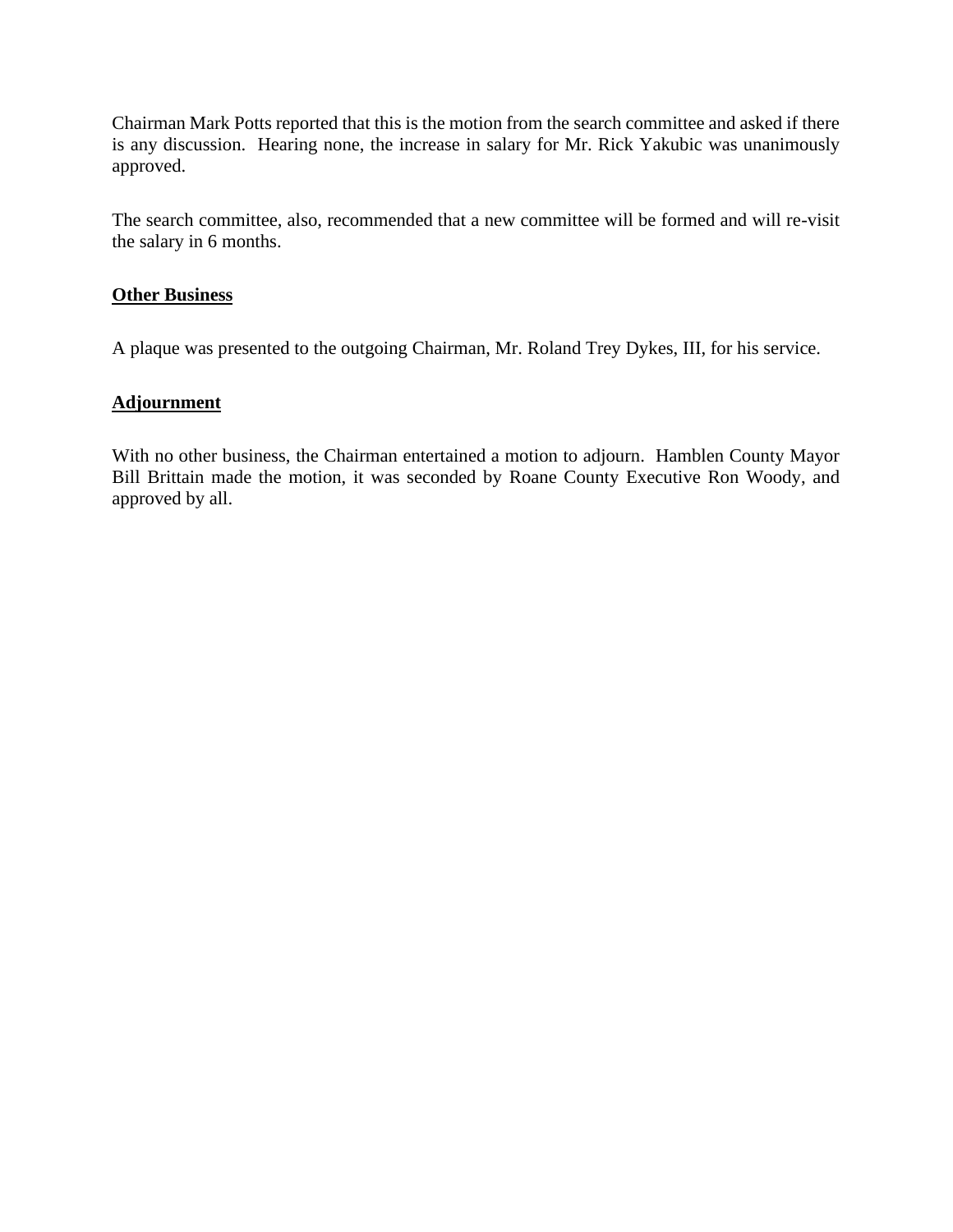Chairman Mark Potts reported that this is the motion from the search committee and asked if there is any discussion. Hearing none, the increase in salary for Mr. Rick Yakubic was unanimously approved.

The search committee, also, recommended that a new committee will be formed and will re-visit the salary in 6 months.

**Other Business**

A plaque was presented to the outgoing Chairman, Mr. Roland Trey Dykes, III, for his service.

**Adjournment**

With no other business, the Chairman entertained a motion to adjourn. Hamblen County Mayor Bill Brittain made the motion, it was seconded by Roane County Executive Ron Woody, and approved by all.